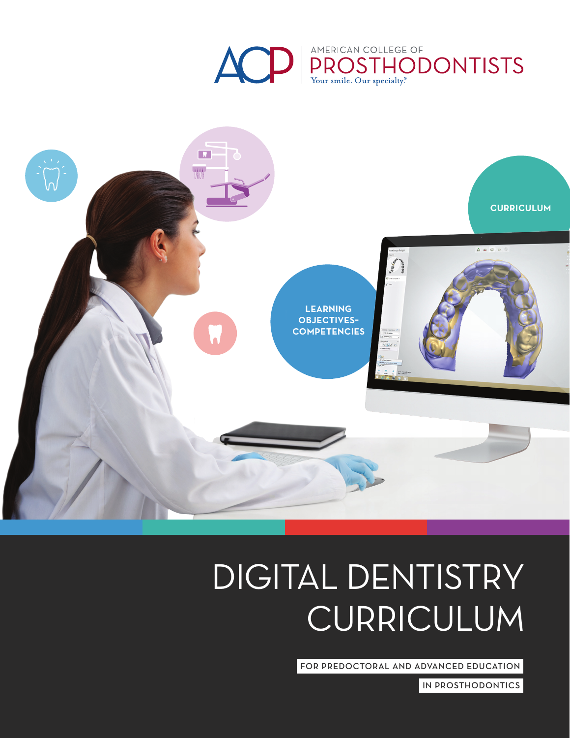AMERICAN COLLEGE OF PROSTHODONTISTS

Your smile. Our specialty.®

LEARNING OBJECTIVES-COMPETENCIES

CURRICULUM

# DIGITAL DENTISTRY CURRICULUM

FOR PREDOCTORAL AND ADVANCED EDUCATION IN PROSTHODONTICS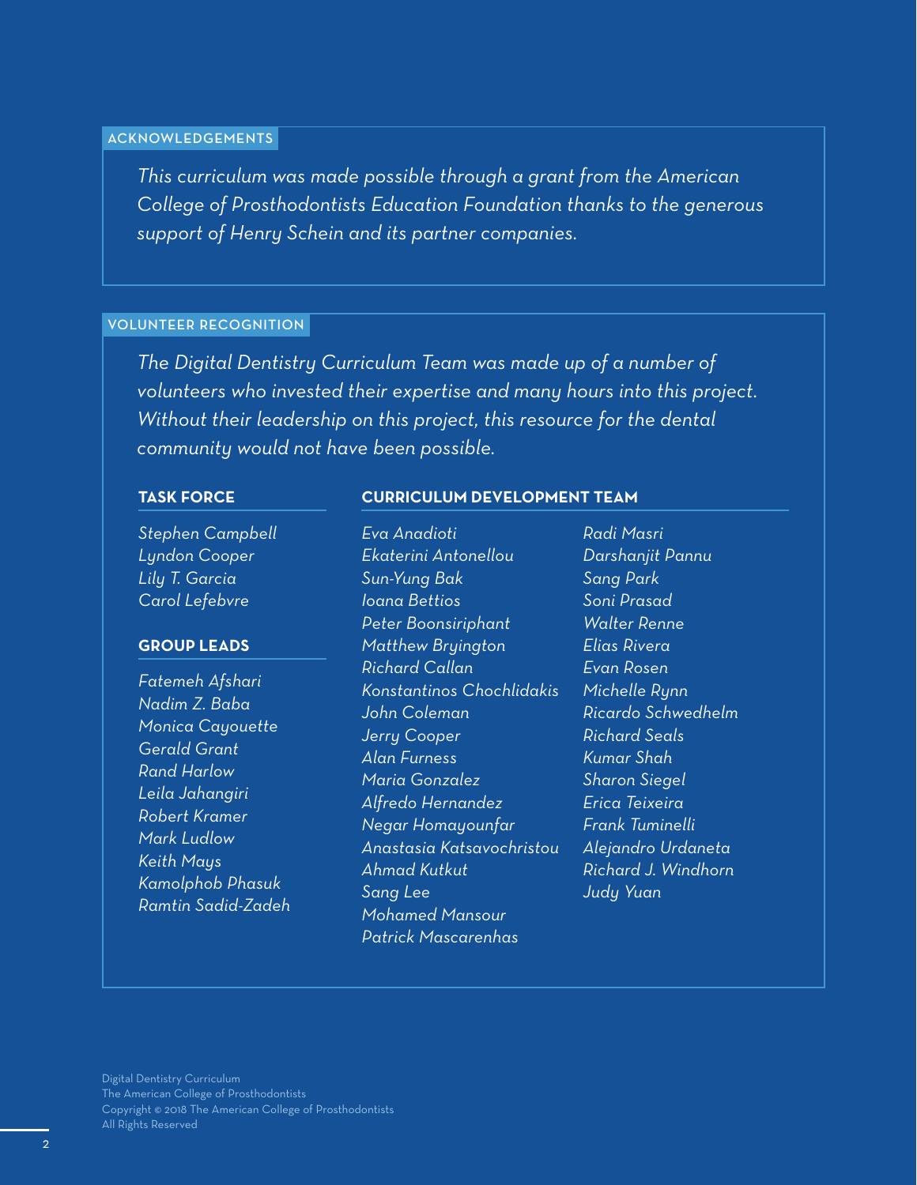## ACKNOWLEDGEMENTS

*This curriculum was made possible through a grant from the American College of Prosthodontists Education Foundation thanks to the generous support of Henry Schein and its partner companies.*

## VOLUNTEER RECOGNITION

*The Digital Dentistry Curriculum Team was made up of a number of volunteers who invested their expertise and many hours into this project. Without their leadership on this project, this resource for the dental community would not have been possible.*

### TASK FORCE

*Stephen Campbell*
*Lyndon Cooper*
*Lily T. Garcia*
*Carol Lefebvre*

### GROUP LEADS

*Fatemeh Afshari*
*Nadim Z. Baba*
*Monica Cayouette*
*Gerald Grant*
*Rand Harlow*
*Leila Jahangiri*
*Robert Kramer*
*Mark Ludlow*
*Keith Mays*
*Kamolphob Phasuk*
*Ramtin Sadid-Zadeh*

### CURRICULUM DEVELOPMENT TEAM

*Eva Anadioti*
*Ekaterini Antonellou*
*Sun-Yung Bak*
*Ioana Bettios*
*Peter Boonsiriphant*
*Matthew Bryington*
*Richard Callan*
*Konstantinos Chochlidakis*
*John Coleman*
*Jerry Cooper*
*Alan Furness*
*Maria Gonzalez*
*Alfredo Hernandez*
*Negar Homayounfar*
*Anastasia Katsavochristou*
*Ahmad Kutkut*
*Sang Lee*
*Mohamed Mansour*
*Patrick Mascarenhas*
*Radi Masri*
*Darshanjit Pannu*
*Sang Park*
*Soni Prasad*
*Walter Renne*
*Elias Rivera*
*Evan Rosen*
*Michelle Rynn*
*Ricardo Schwedhelm*
*Richard Seals*
*Kumar Shah*
*Sharon Siegel*
*Erica Teixeira*
*Frank Tuminelli*
*Alejandro Urdaneta*
*Richard J. Windhorn*
*Judy Yuan*

Digital Dentistry Curriculum
The American College of Prosthodontists
Copyright © 2018 The American College of Prosthodontists
All Rights Reserved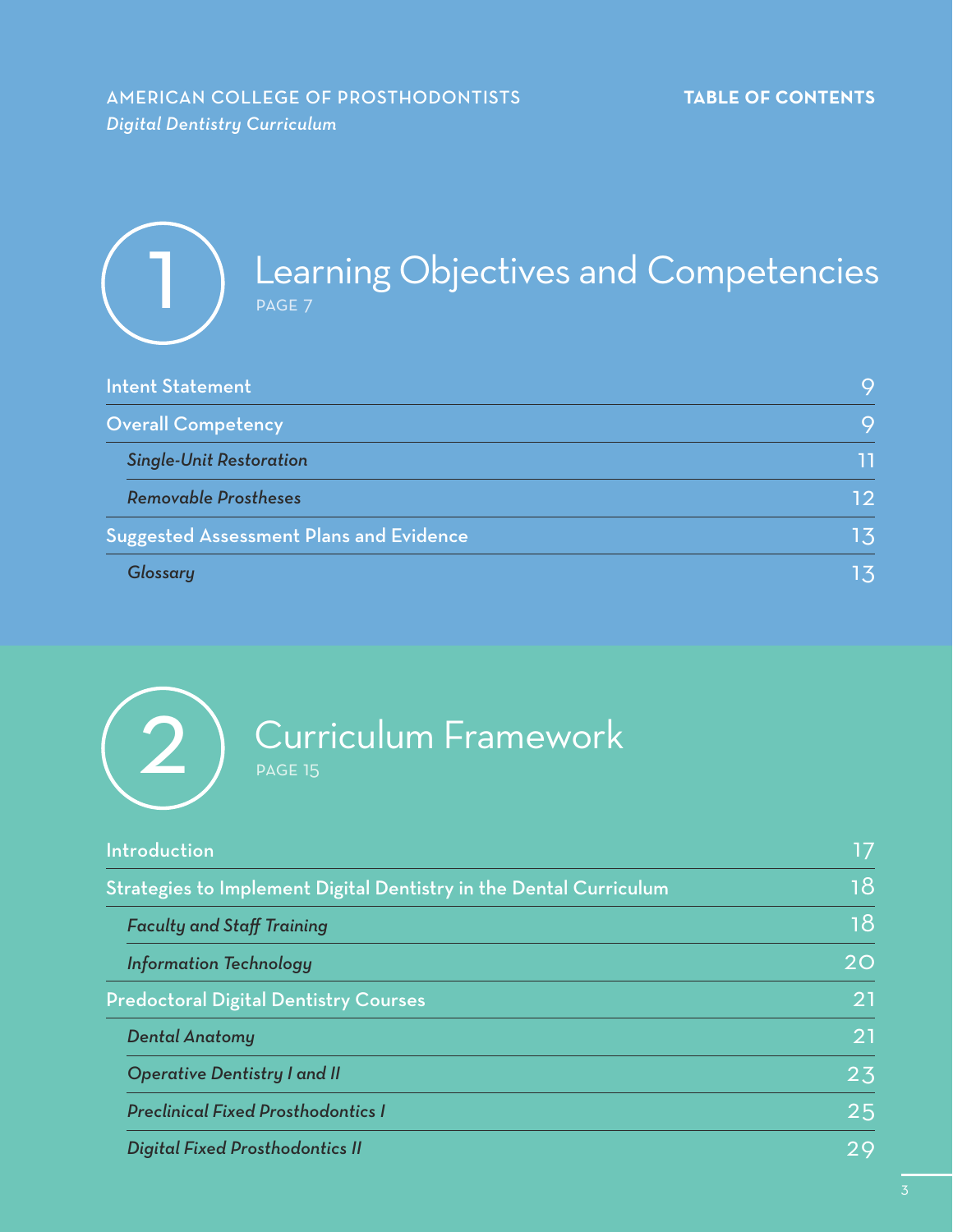# Table of Contents

## 1 Learning Objectives and Competencies

PAGE 7

- Intent Statement — 9
- Overall Competency — 9
  - *Single-Unit Restoration* — 11
  - *Removable Prostheses* — 12
- Suggested Assessment Plans and Evidence — 13
  - *Glossary* — 13

## 2 Curriculum Framework

PAGE 15

- Introduction — 17
- Strategies to Implement Digital Dentistry in the Dental Curriculum — 18
  - *Faculty and Staff Training* — 18
  - *Information Technology* — 20
- Predoctoral Digital Dentistry Courses — 21
  - *Dental Anatomy* — 21
  - *Operative Dentistry I and II* — 23
  - *Preclinical Fixed Prosthodontics I* — 25
  - *Digital Fixed Prosthodontics II* — 29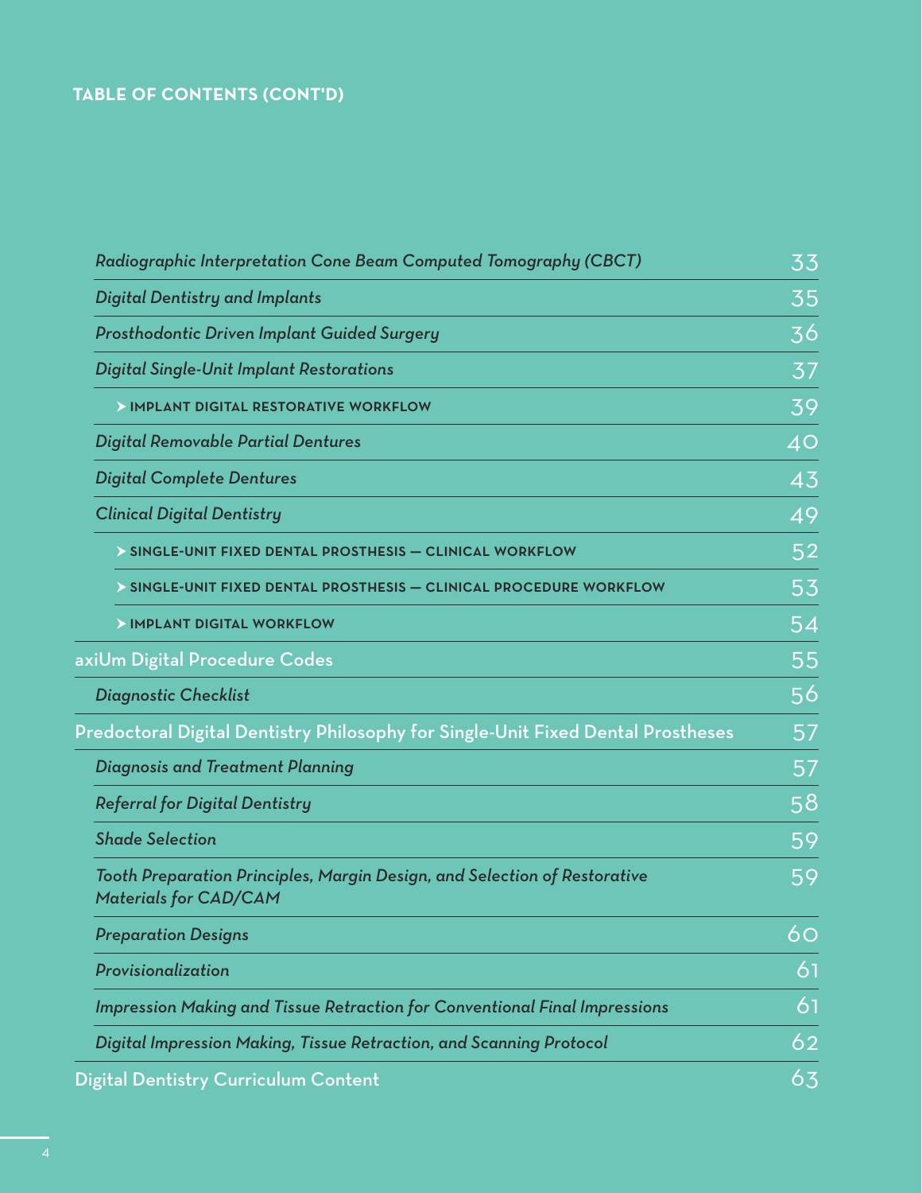**TABLE OF CONTENTS (CONT'D)**

| | |
|---|---|
| *Radiographic Interpretation Cone Beam Computed Tomography (CBCT)* | 33 |
| *Digital Dentistry and Implants* | 35 |
| *Prosthodontic Driven Implant Guided Surgery* | 36 |
| *Digital Single-Unit Implant Restorations* | 37 |
| ➤ **IMPLANT DIGITAL RESTORATIVE WORKFLOW** | 39 |
| *Digital Removable Partial Dentures* | 40 |
| *Digital Complete Dentures* | 43 |
| *Clinical Digital Dentistry* | 49 |
| ➤ **SINGLE-UNIT FIXED DENTAL PROSTHESIS — CLINICAL WORKFLOW** | 52 |
| ➤ **SINGLE-UNIT FIXED DENTAL PROSTHESIS — CLINICAL PROCEDURE WORKFLOW** | 53 |
| ➤ **IMPLANT DIGITAL WORKFLOW** | 54 |
| axiUm Digital Procedure Codes | 55 |
| *Diagnostic Checklist* | 56 |
| Predoctoral Digital Dentistry Philosophy for Single-Unit Fixed Dental Prostheses | 57 |
| *Diagnosis and Treatment Planning* | 57 |
| *Referral for Digital Dentistry* | 58 |
| *Shade Selection* | 59 |
| *Tooth Preparation Principles, Margin Design, and Selection of Restorative Materials for CAD/CAM* | 59 |
| *Preparation Designs* | 60 |
| *Provisionalization* | 61 |
| *Impression Making and Tissue Retraction for Conventional Final Impressions* | 61 |
| *Digital Impression Making, Tissue Retraction, and Scanning Protocol* | 62 |
| Digital Dentistry Curriculum Content | 63 |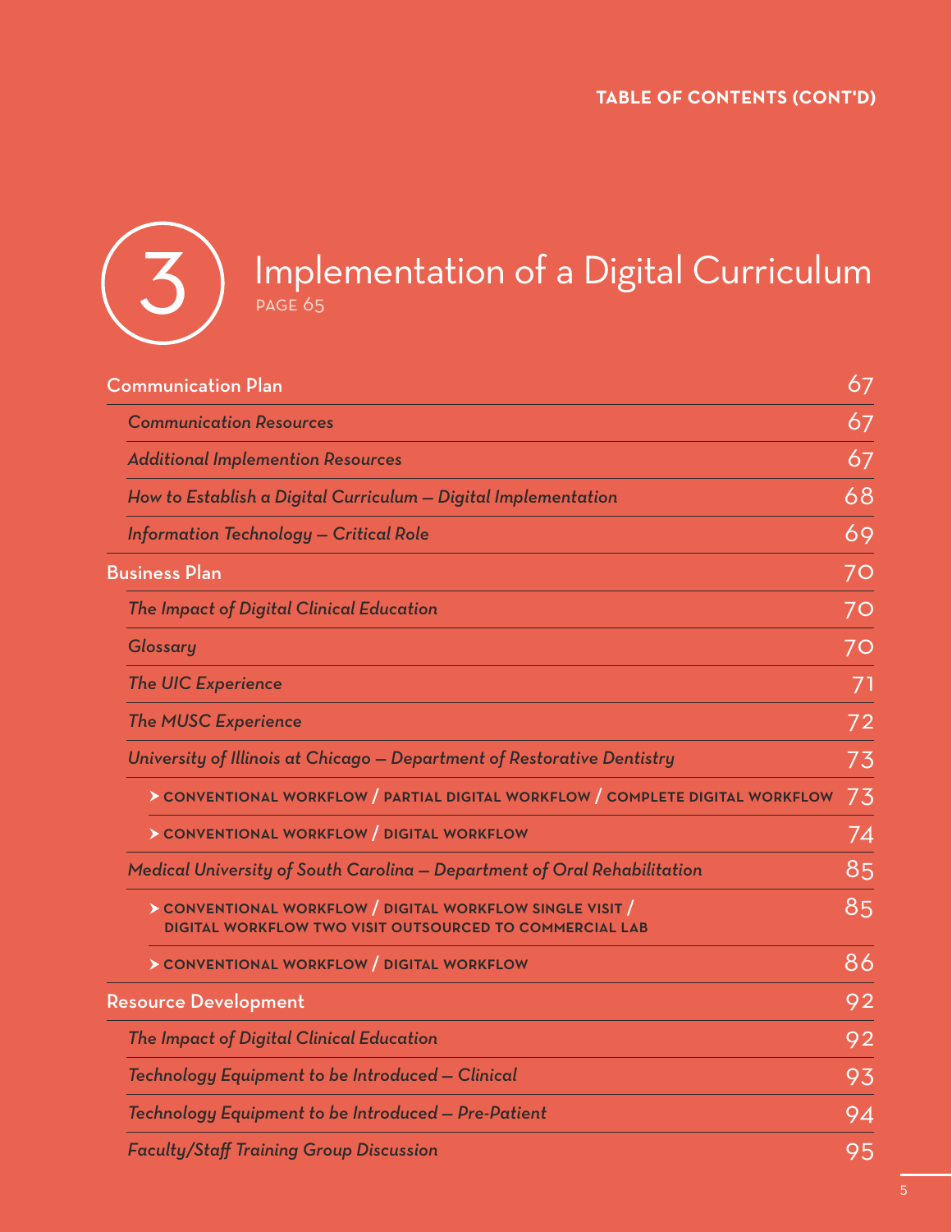**TABLE OF CONTENTS (CONT'D)**

# 3 Implementation of a Digital Curriculum

PAGE 65

| | |
|---|---|
| Communication Plan | 67 |
| *Communication Resources* | 67 |
| *Additional Implemention Resources* | 67 |
| *How to Establish a Digital Curriculum — Digital Implementation* | 68 |
| *Information Technology — Critical Role* | 69 |
| Business Plan | 70 |
| *The Impact of Digital Clinical Education* | 70 |
| *Glossary* | 70 |
| *The UIC Experience* | 71 |
| *The MUSC Experience* | 72 |
| *University of Illinois at Chicago — Department of Restorative Dentistry* | 73 |
| ➤ CONVENTIONAL WORKFLOW / PARTIAL DIGITAL WORKFLOW / COMPLETE DIGITAL WORKFLOW | 73 |
| ➤ CONVENTIONAL WORKFLOW / DIGITAL WORKFLOW | 74 |
| *Medical University of South Carolina — Department of Oral Rehabilitation* | 85 |
| ➤ CONVENTIONAL WORKFLOW / DIGITAL WORKFLOW SINGLE VISIT / DIGITAL WORKFLOW TWO VISIT OUTSOURCED TO COMMERCIAL LAB | 85 |
| ➤ CONVENTIONAL WORKFLOW / DIGITAL WORKFLOW | 86 |
| Resource Development | 92 |
| *The Impact of Digital Clinical Education* | 92 |
| *Technology Equipment to be Introduced — Clinical* | 93 |
| *Technology Equipment to be Introduced — Pre-Patient* | 94 |
| *Faculty/Staff Training Group Discussion* | 95 |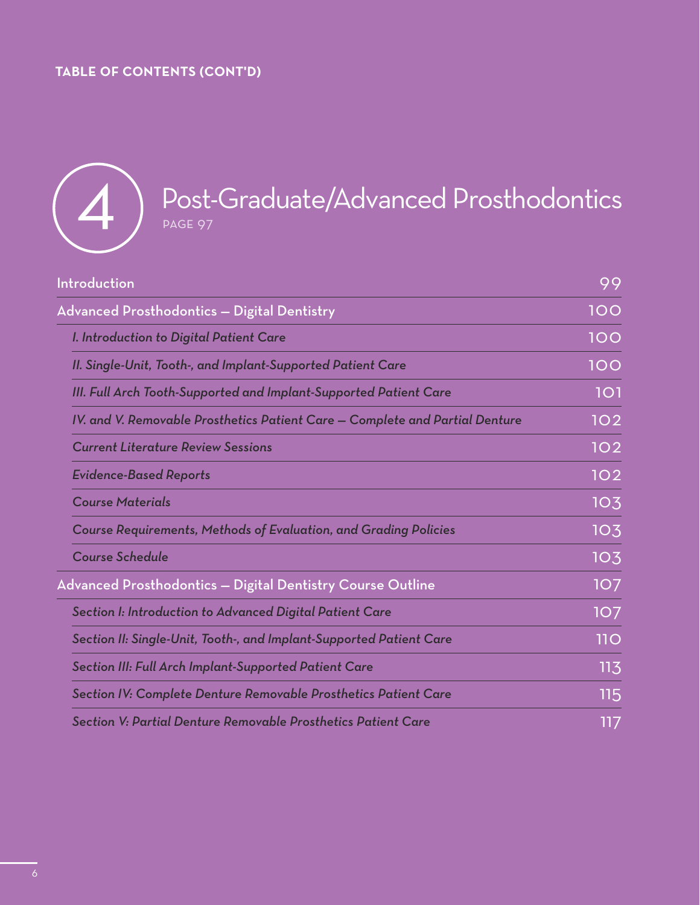**TABLE OF CONTENTS (CONT'D)**

# 4 Post-Graduate/Advanced Prosthodontics

PAGE 97

| | |
|---|---|
| Introduction | 99 |
| Advanced Prosthodontics — Digital Dentistry | 100 |
| *I. Introduction to Digital Patient Care* | 100 |
| *II. Single-Unit, Tooth-, and Implant-Supported Patient Care* | 100 |
| *III. Full Arch Tooth-Supported and Implant-Supported Patient Care* | 101 |
| *IV. and V. Removable Prosthetics Patient Care — Complete and Partial Denture* | 102 |
| *Current Literature Review Sessions* | 102 |
| *Evidence-Based Reports* | 102 |
| *Course Materials* | 103 |
| *Course Requirements, Methods of Evaluation, and Grading Policies* | 103 |
| *Course Schedule* | 103 |
| Advanced Prosthodontics — Digital Dentistry Course Outline | 107 |
| *Section I: Introduction to Advanced Digital Patient Care* | 107 |
| *Section II: Single-Unit, Tooth-, and Implant-Supported Patient Care* | 110 |
| *Section III: Full Arch Implant-Supported Patient Care* | 113 |
| *Section IV: Complete Denture Removable Prosthetics Patient Care* | 115 |
| *Section V: Partial Denture Removable Prosthetics Patient Care* | 117 |